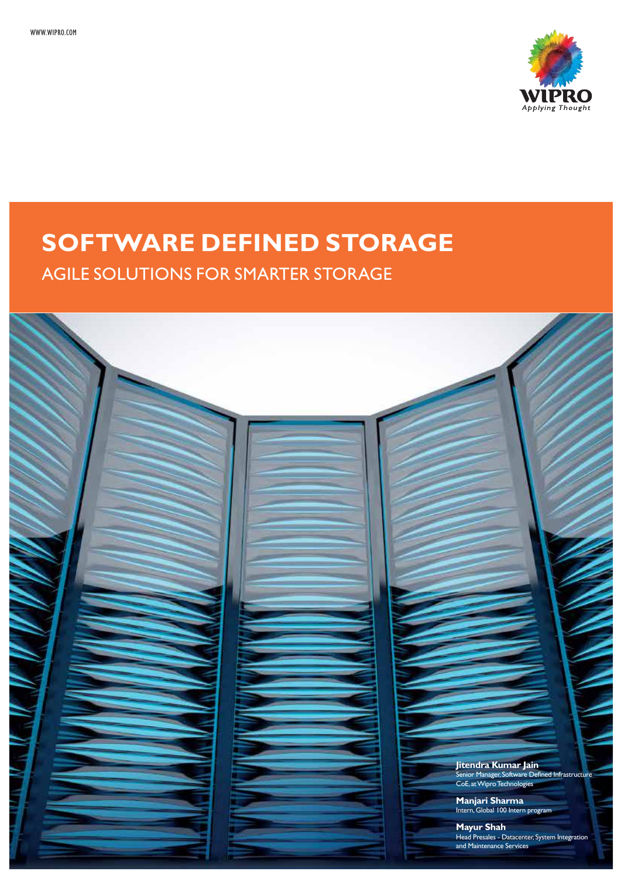WWW.WIPRO.COM

# SOFTWARE DEFINED STORAGE

## AGILE SOLUTIONS FOR SMARTER STORAGE

**Jitendra Kumar Jain**
Senior Manager, Software Defined Infrastructure CoE, at Wipro Technologies

**Manjari Sharma**
Intern, Global 100 Intern program

**Mayur Shah**
Head Presales - Datacenter, System Integration and Maintenance Services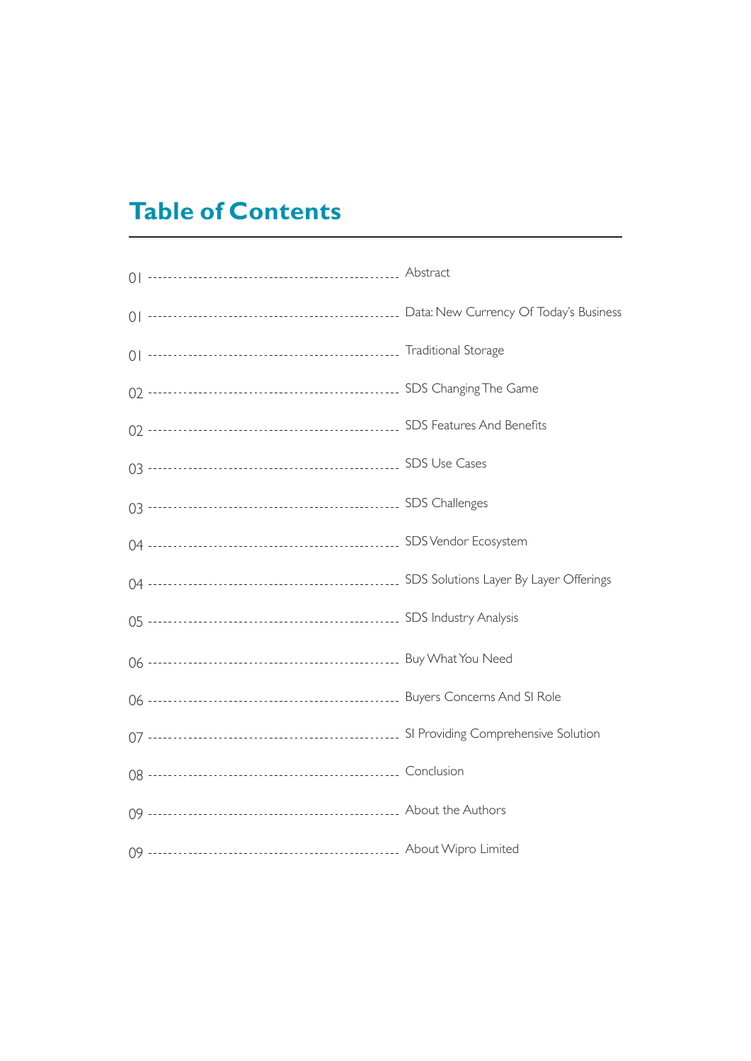# Table of Contents

| Page | Section |
|---|---|
| 01 | Abstract |
| 01 | Data: New Currency Of Today's Business |
| 01 | Traditional Storage |
| 02 | SDS Changing The Game |
| 02 | SDS Features And Benefits |
| 03 | SDS Use Cases |
| 03 | SDS Challenges |
| 04 | SDS Vendor Ecosystem |
| 04 | SDS Solutions Layer By Layer Offerings |
| 05 | SDS Industry Analysis |
| 06 | Buy What You Need |
| 06 | Buyers Concerns And SI Role |
| 07 | SI Providing Comprehensive Solution |
| 08 | Conclusion |
| 09 | About the Authors |
| 09 | About Wipro Limited |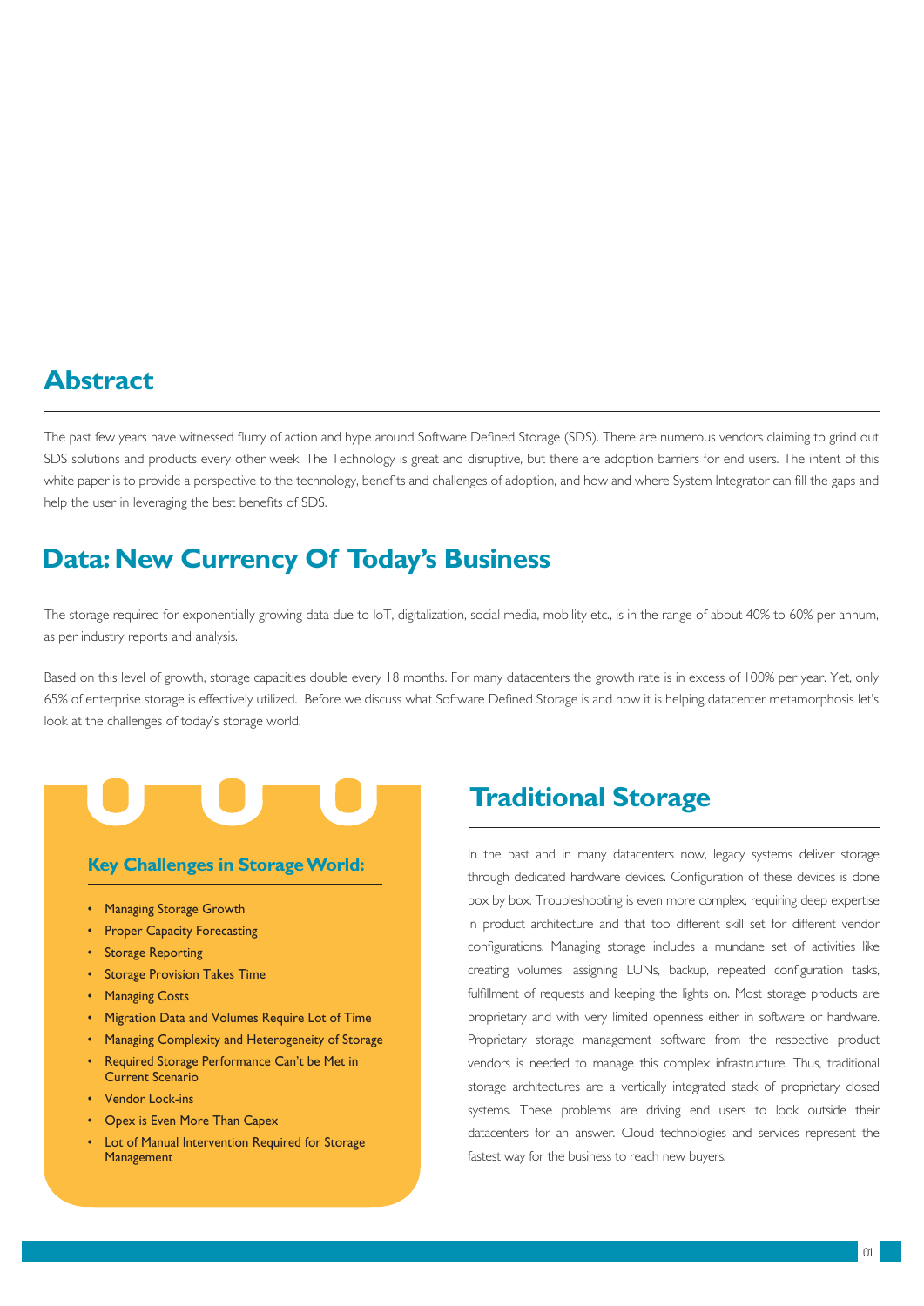## Abstract

The past few years have witnessed flurry of action and hype around Software Defined Storage (SDS). There are numerous vendors claiming to grind out SDS solutions and products every other week. The Technology is great and disruptive, but there are adoption barriers for end users. The intent of this white paper is to provide a perspective to the technology, benefits and challenges of adoption, and how and where System Integrator can fill the gaps and help the user in leveraging the best benefits of SDS.

## Data: New Currency Of Today's Business

The storage required for exponentially growing data due to IoT, digitalization, social media, mobility etc., is in the range of about 40% to 60% per annum, as per industry reports and analysis.

Based on this level of growth, storage capacities double every 18 months. For many datacenters the growth rate is in excess of 100% per year. Yet, only 65% of enterprise storage is effectively utilized. Before we discuss what Software Defined Storage is and how it is helping datacenter metamorphosis let's look at the challenges of today's storage world.

### Key Challenges in Storage World:

- Managing Storage Growth
- Proper Capacity Forecasting
- Storage Reporting
- Storage Provision Takes Time
- Managing Costs
- Migration Data and Volumes Require Lot of Time
- Managing Complexity and Heterogeneity of Storage
- Required Storage Performance Can't be Met in Current Scenario
- Vendor Lock-ins
- Opex is Even More Than Capex
- Lot of Manual Intervention Required for Storage Management

## Traditional Storage

In the past and in many datacenters now, legacy systems deliver storage through dedicated hardware devices. Configuration of these devices is done box by box. Troubleshooting is even more complex, requiring deep expertise in product architecture and that too different skill set for different vendor configurations. Managing storage includes a mundane set of activities like creating volumes, assigning LUNs, backup, repeated configuration tasks, fulfillment of requests and keeping the lights on. Most storage products are proprietary and with very limited openness either in software or hardware. Proprietary storage management software from the respective product vendors is needed to manage this complex infrastructure. Thus, traditional storage architectures are a vertically integrated stack of proprietary closed systems. These problems are driving end users to look outside their datacenters for an answer. Cloud technologies and services represent the fastest way for the business to reach new buyers.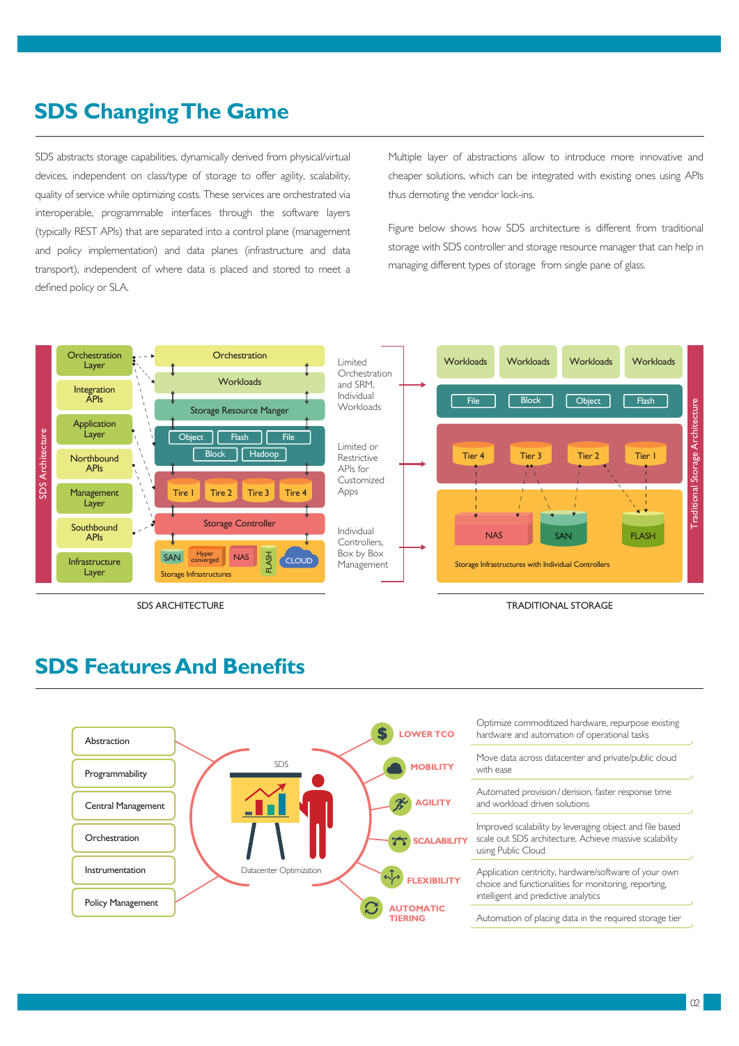## SDS Changing The Game

SDS abstracts storage capabilities, dynamically derived from physical/virtual devices, independent on class/type of storage to offer agility, scalability, quality of service while optimizing costs. These services are orchestrated via interoperable, programmable interfaces through the software layers (typically REST APIs) that are separated into a control plane (management and policy implementation) and data planes (infrastructure and data transport), independent of where data is placed and stored to meet a defined policy or SLA.

Multiple layer of abstractions allow to introduce more innovative and cheaper solutions, which can be integrated with existing ones using APIs thus demoting the vendor lock-ins.

Figure below shows how SDS architecture is different from traditional storage with SDS controller and storage resource manager that can help in managing different types of storage from single pane of glass.

SDS Architecture: Orchestration Layer, Integration APIs, Application Layer, Northbound APIs, Management Layer, Southbound APIs, Infrastructure Layer

Orchestration; Workloads; Storage Resource Manger; Object, Flash, File, Block, Hadoop; Tire I, Tire 2, Tire 3, Tire 4; Storage Controller; SAN, Hyper converged, NAS, FLASH, CLOUD; Storage Infrastructures

Limited Orchestration and SRM, Individual Workloads

Limited or Restrictive APIs for Customized Apps

Individual Controllers, Box by Box Management

Workloads, Workloads, Workloads, Workloads; File, Block, Object, Flash; Tier 4, Tier 3, Tier 2, Tier 1; NAS, SAN, FLASH; Storage Infrastructures with Individual Controllers

Traditional Storage Architecture

SDS ARCHITECTURE

TRADITIONAL STORAGE

## SDS Features And Benefits

- Abstraction
- Programmability
- Central Management
- Orchestration
- Instrumentation
- Policy Management

SDS

Datacenter Optimization

| Feature | Benefit |
|---|---|
| LOWER TCO | Optimize commoditized hardware, repurpose existing hardware and automation of operational tasks |
| MOBILITY | Move data across datacenter and private/public cloud with ease |
| AGILITY | Automated provision / derision, faster response time and workload driven solutions |
| SCALABILITY | Improved scalability by leveraging object and file based scale out SDS architecture. Achieve massive scalability using Public Cloud |
| FLEXIBILITY | Application centricity, hardware/software of your own choice and functionalities for monitoring, reporting, intelligent and predictive analytics |
| AUTOMATIC TIERING | Automation of placing data in the required storage tier |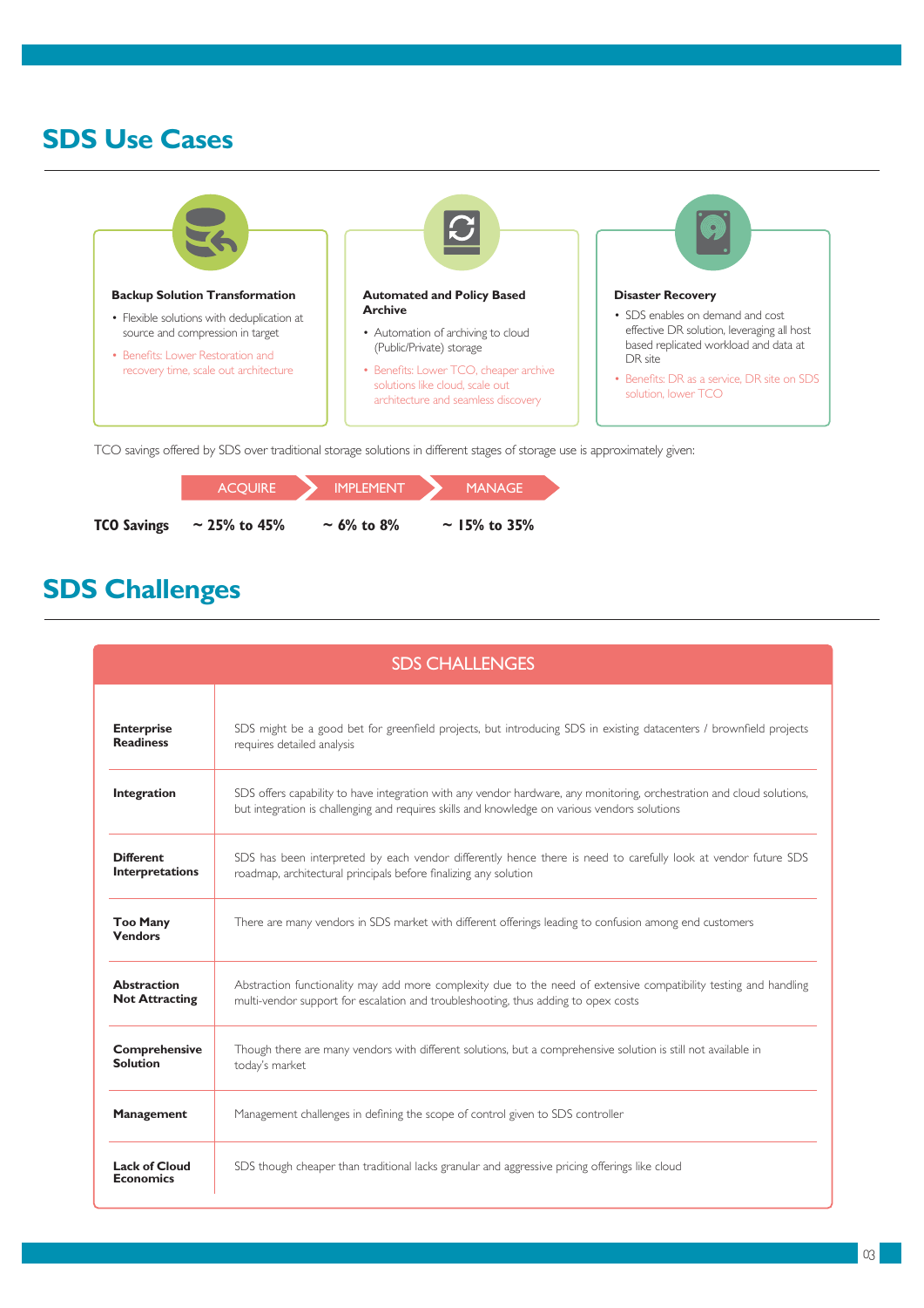## SDS Use Cases

**Backup Solution Transformation**

- Flexible solutions with deduplication at source and compression in target
- Benefits: Lower Restoration and recovery time, scale out architecture

**Automated and Policy Based Archive**

- Automation of archiving to cloud (Public/Private) storage
- Benefits: Lower TCO, cheaper archive solutions like cloud, scale out architecture and seamless discovery

**Disaster Recovery**

- SDS enables on demand and cost effective DR solution, leveraging all host based replicated workload and data at DR site
- Benefits: DR as a service, DR site on SDS solution, lower TCO

TCO savings offered by SDS over traditional storage solutions in different stages of storage use is approximately given:

| | ACQUIRE | IMPLEMENT | MANAGE |
|---|---|---|---|
| **TCO Savings** | **~ 25% to 45%** | **~ 6% to 8%** | **~ 15% to 35%** |

## SDS Challenges

| SDS CHALLENGES | |
|---|---|
| **Enterprise Readiness** | SDS might be a good bet for greenfield projects, but introducing SDS in existing datacenters / brownfield projects requires detailed analysis |
| **Integration** | SDS offers capability to have integration with any vendor hardware, any monitoring, orchestration and cloud solutions, but integration is challenging and requires skills and knowledge on various vendors solutions |
| **Different Interpretations** | SDS has been interpreted by each vendor differently hence there is need to carefully look at vendor future SDS roadmap, architectural principals before finalizing any solution |
| **Too Many Vendors** | There are many vendors in SDS market with different offerings leading to confusion among end customers |
| **Abstraction Not Attracting** | Abstraction functionality may add more complexity due to the need of extensive compatibility testing and handling multi-vendor support for escalation and troubleshooting, thus adding to opex costs |
| **Comprehensive Solution** | Though there are many vendors with different solutions, but a comprehensive solution is still not available in today's market |
| **Management** | Management challenges in defining the scope of control given to SDS controller |
| **Lack of Cloud Economics** | SDS though cheaper than traditional lacks granular and aggressive pricing offerings like cloud |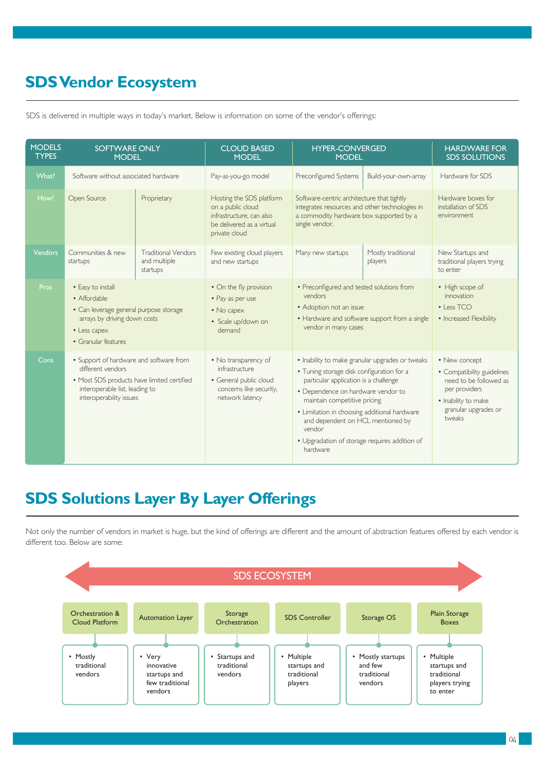## SDS Vendor Ecosystem

SDS is delivered in multiple ways in today's market. Below is information on some of the vendor's offerings:

| MODELS TYPES | SOFTWARE ONLY MODEL | | CLOUD BASED MODEL | HYPER-CONVERGED MODEL | | HARDWARE FOR SDS SOLUTIONS |
|---|---|---|---|---|---|---|
| What? | Software without associated hardware | | Pay-as-you-go model | Preconfigured Systems | Build-your-own-array | Hardware for SDS |
| How? | Open Source | Proprietary | Hosting the SDS platform on a public cloud infrastructure, can also be delivered as a virtual private cloud | Software-centric architecture that tightly integrates resources and other technologies in a commodity hardware box supported by a single vendor. | | Hardware boxes for installation of SDS environment |
| Vendors | Communities & new startups | Traditional Vendors and multiple startups | Few existing cloud players and new startups | Many new startups | Mostly traditional players | New Startups and traditional players trying to enter |
| Pros | • Easy to install<br>• Affordable<br>• Can leverage general purpose storage arrays by driving down costs<br>• Less capex<br>• Granular features | | • On the fly provision<br>• Pay as per use<br>• No capex<br>• Scale up/down on demand | • Preconfigured and tested solutions from vendors<br>• Adoption not an issue<br>• Hardware and software support from a single vendor in many cases | | • High scope of innovation<br>• Less TCO<br>• Increased Flexibility |
| Cons | • Support of hardware and software from different vendors<br>• Most SDS products have limited certified interoperable list, leading to interoperability issues | | • No transparency of infrastructure<br>• General public cloud concerns like security, network latency | • Inability to make granular upgrades or tweaks<br>• Tuning storage disk configuration for a particular application is a challenge<br>• Dependence on hardware vendor to maintain competitive pricing<br>• Limitation in choosing additional hardware and dependent on HCL mentioned by vendor<br>• Upgradation of storage requires addition of hardware | | • New concept<br>• Compatibility guidelines need to be followed as per providers<br>• Inability to make granular upgrades or tweaks |

## SDS Solutions Layer By Layer Offerings

Not only the number of vendors in market is huge, but the kind of offerings are different and the amount of abstraction features offered by each vendor is different too. Below are some:

SDS ECOSYSTEM

| Orchestration & Cloud Platform | Automation Layer | Storage Orchestration | SDS Controller | Storage OS | Plain Storage Boxes |
|---|---|---|---|---|---|
| • Mostly traditional vendors | • Very innovative startups and few traditional vendors | • Startups and traditional vendors | • Multiple startups and traditional players | • Mostly startups and few traditional vendors | • Multiple startups and traditional players trying to enter |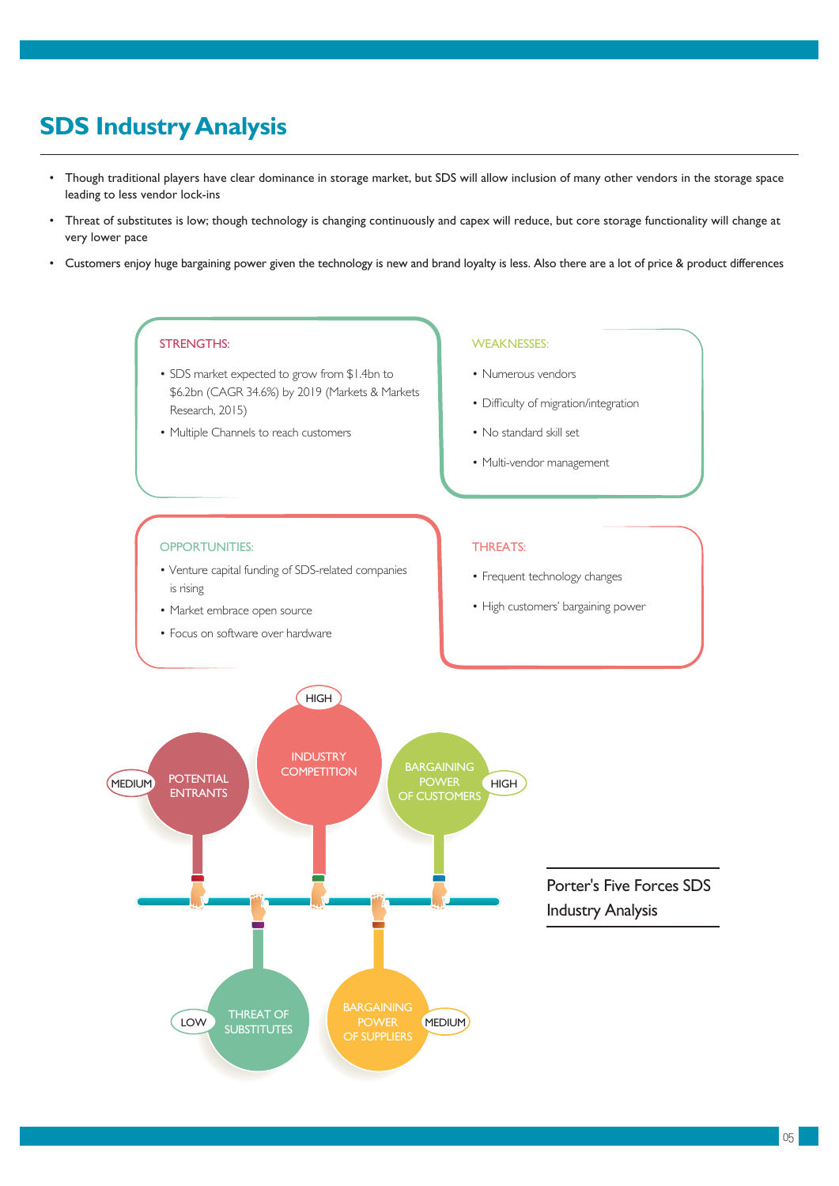# SDS Industry Analysis

- Though traditional players have clear dominance in storage market, but SDS will allow inclusion of many other vendors in the storage space leading to less vendor lock-ins
- Threat of substitutes is low; though technology is changing continuously and capex will reduce, but core storage functionality will change at very lower pace
- Customers enjoy huge bargaining power given the technology is new and brand loyalty is less. Also there are a lot of price & product differences

**STRENGTHS:**

- SDS market expected to grow from $1.4bn to $6.2bn (CAGR 34.6%) by 2019 (Markets & Markets Research, 2015)
- Multiple Channels to reach customers

**WEAKNESSES:**

- Numerous vendors
- Difficulty of migration/integration
- No standard skill set
- Multi-vendor management

**OPPORTUNITIES:**

- Venture capital funding of SDS-related companies is rising
- Market embrace open source
- Focus on software over hardware

**THREATS:**

- Frequent technology changes
- High customers' bargaining power

| Force | Level |
| --- | --- |
| Potential Entrants | MEDIUM |
| Industry Competition | HIGH |
| Bargaining Power of Customers | HIGH |
| Threat of Substitutes | LOW |
| Bargaining Power of Suppliers | MEDIUM |

Porter's Five Forces SDS Industry Analysis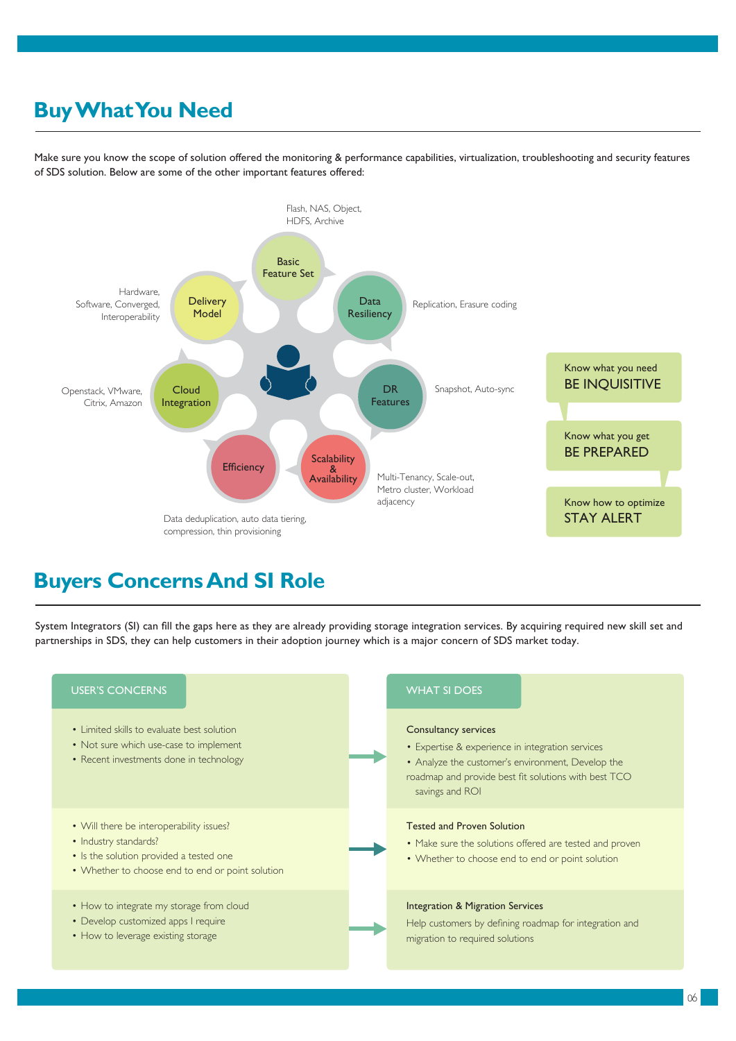## Buy What You Need

Make sure you know the scope of solution offered the monitoring & performance capabilities, virtualization, troubleshooting and security features of SDS solution. Below are some of the other important features offered:

- **Basic Feature Set**: Flash, NAS, Object, HDFS, Archive
- **Data Resiliency**: Replication, Erasure coding
- **DR Features**: Snapshot, Auto-sync
- **Scalability & Availability**: Multi-Tenancy, Scale-out, Metro cluster, Workload adjacency
- **Efficiency**: Data deduplication, auto data tiering, compression, thin provisioning
- **Cloud Integration**: Openstack, VMware, Citrix, Amazon
- **Delivery Model**: Hardware, Software, Converged, Interoperability

Know what you need
**BE INQUISITIVE**

Know what you get
**BE PREPARED**

Know how to optimize
**STAY ALERT**

## Buyers Concerns And SI Role

System Integrators (SI) can fill the gaps here as they are already providing storage integration services. By acquiring required new skill set and partnerships in SDS, they can help customers in their adoption journey which is a major concern of SDS market today.

| USER'S CONCERNS | WHAT SI DOES |
|---|---|
| • Limited skills to evaluate best solution<br>• Not sure which use-case to implement<br>• Recent investments done in technology | **Consultancy services**<br>• Expertise & experience in integration services<br>• Analyze the customer's environment, Develop the roadmap and provide best fit solutions with best TCO savings and ROI |
| • Will there be interoperability issues?<br>• Industry standards?<br>• Is the solution provided a tested one<br>• Whether to choose end to end or point solution | **Tested and Proven Solution**<br>• Make sure the solutions offered are tested and proven<br>• Whether to choose end to end or point solution |
| • How to integrate my storage from cloud<br>• Develop customized apps I require<br>• How to leverage existing storage | **Integration & Migration Services**<br>Help customers by defining roadmap for integration and migration to required solutions |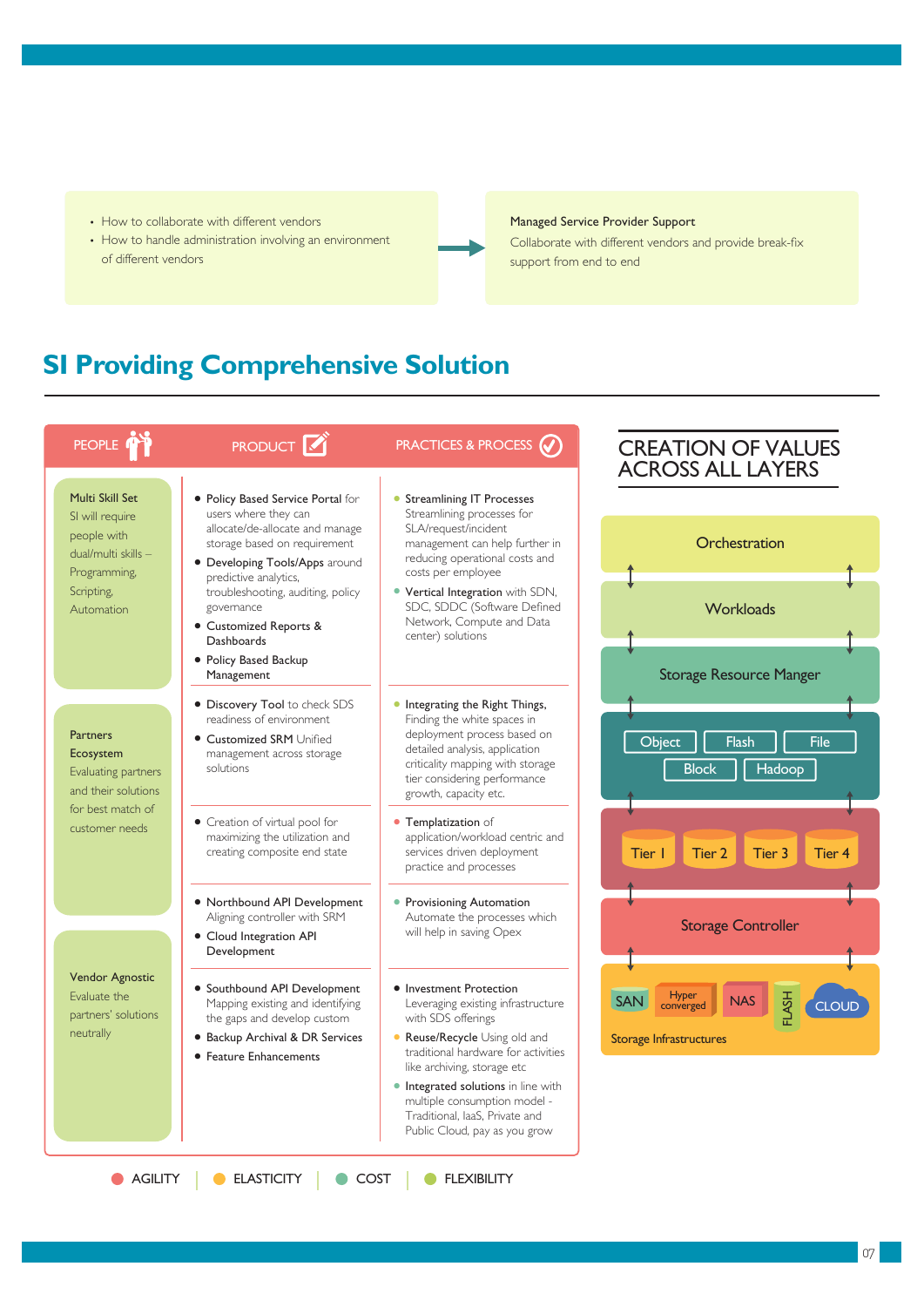- How to collaborate with different vendors
- How to handle administration involving an environment of different vendors

→

**Managed Service Provider Support**

Collaborate with different vendors and provide break-fix support from end to end

## SI Providing Comprehensive Solution

| PEOPLE | PRODUCT | PRACTICES & PROCESS |
|---|---|---|
| **Multi Skill Set** SI will require people with dual/multi skills – Programming, Scripting, Automation | • **Policy Based Service Portal** for users where they can allocate/de-allocate and manage storage based on requirement<br>• **Developing Tools/Apps** around predictive analytics, troubleshooting, auditing, policy governance<br>• **Customized Reports & Dashboards**<br>• **Policy Based Backup Management** | • **Streamlining IT Processes** Streamlining processes for SLA/request/incident management can help further in reducing operational costs and costs per employee<br>• **Vertical Integration** with SDN, SDC, SDDC (Software Defined Network, Compute and Data center) solutions |
| **Partners Ecosystem** Evaluating partners and their solutions for best match of customer needs | • **Discovery Tool** to check SDS readiness of environment<br>• **Customized SRM** Unified management across storage solutions | • **Integrating the Right Things,** Finding the white spaces in deployment process based on detailed analysis, application criticality mapping with storage tier considering performance growth, capacity etc. |
| | • Creation of virtual pool for maximizing the utilization and creating composite end state | • **Templatization** of application/workload centric and services driven deployment practice and processes |
| **Vendor Agnostic** Evaluate the partners' solutions neutrally | • **Northbound API Development** Aligning controller with SRM<br>• **Cloud Integration API Development** | • **Provisioning Automation** Automate the processes which will help in saving Opex |
| | • **Southbound API Development** Mapping existing and identifying the gaps and develop custom<br>• **Backup Archival & DR Services**<br>• **Feature Enhancements** | • **Investment Protection** Leveraging existing infrastructure with SDS offerings<br>• **Reuse/Recycle** Using old and traditional hardware for activities like archiving, storage etc<br>• **Integrated solutions** in line with multiple consumption model - Traditional, IaaS, Private and Public Cloud, pay as you grow |

AGILITY | ELASTICITY | COST | FLEXIBILITY

### CREATION OF VALUES ACROSS ALL LAYERS

- Orchestration
- Workloads
- Storage Resource Manger
- Object, Flash, File, Block, Hadoop
- Tier 1, Tier 2, Tier 3, Tier 4
- Storage Controller
- Storage Infrastructures: SAN, Hyper converged, NAS, FLASH, CLOUD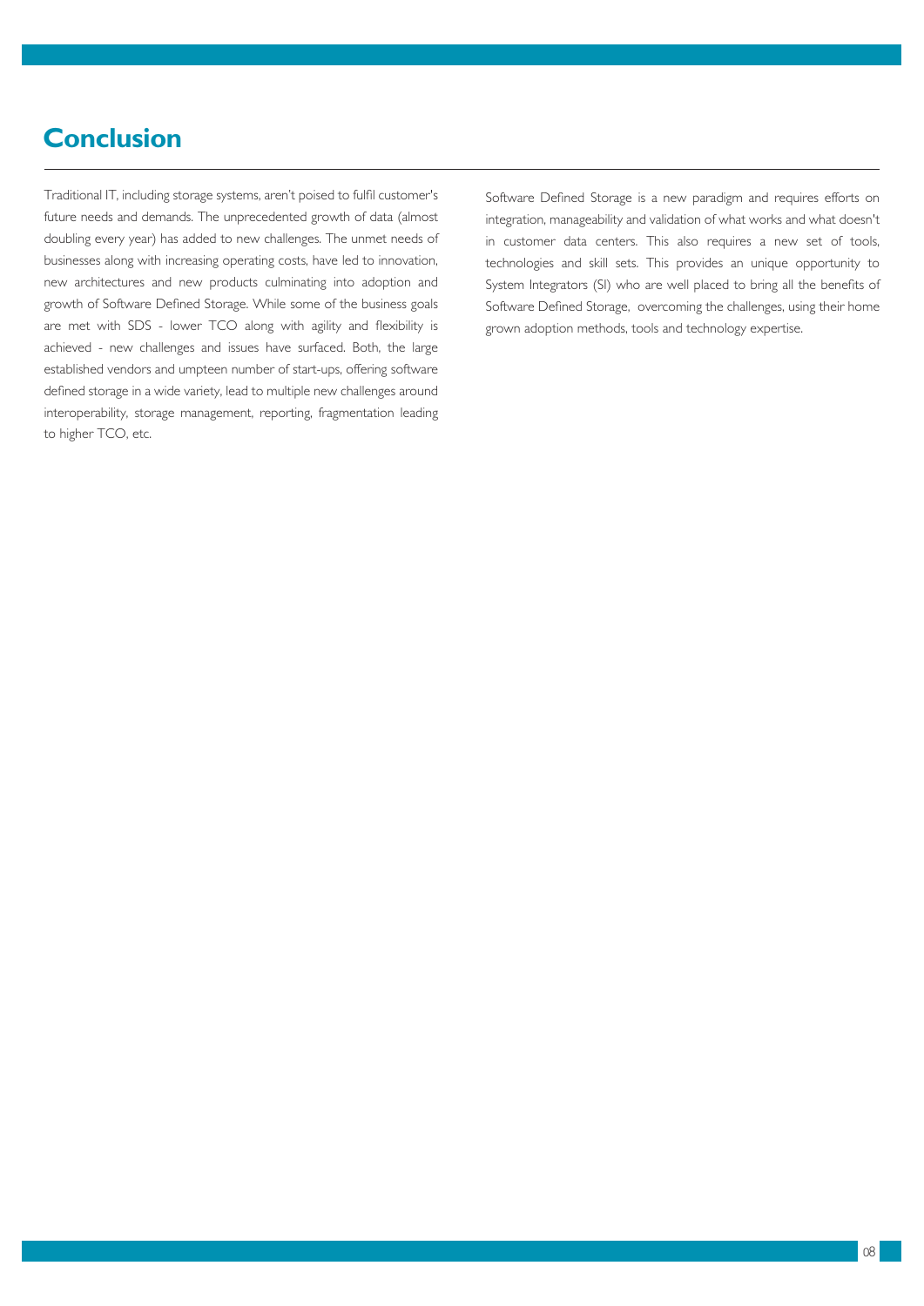# Conclusion

Traditional IT, including storage systems, aren't poised to fulfil customer's future needs and demands. The unprecedented growth of data (almost doubling every year) has added to new challenges. The unmet needs of businesses along with increasing operating costs, have led to innovation, new architectures and new products culminating into adoption and growth of Software Defined Storage. While some of the business goals are met with SDS - lower TCO along with agility and flexibility is achieved - new challenges and issues have surfaced. Both, the large established vendors and umpteen number of start-ups, offering software defined storage in a wide variety, lead to multiple new challenges around interoperability, storage management, reporting, fragmentation leading to higher TCO, etc.

Software Defined Storage is a new paradigm and requires efforts on integration, manageability and validation of what works and what doesn't in customer data centers. This also requires a new set of tools, technologies and skill sets. This provides an unique opportunity to System Integrators (SI) who are well placed to bring all the benefits of Software Defined Storage, overcoming the challenges, using their home grown adoption methods, tools and technology expertise.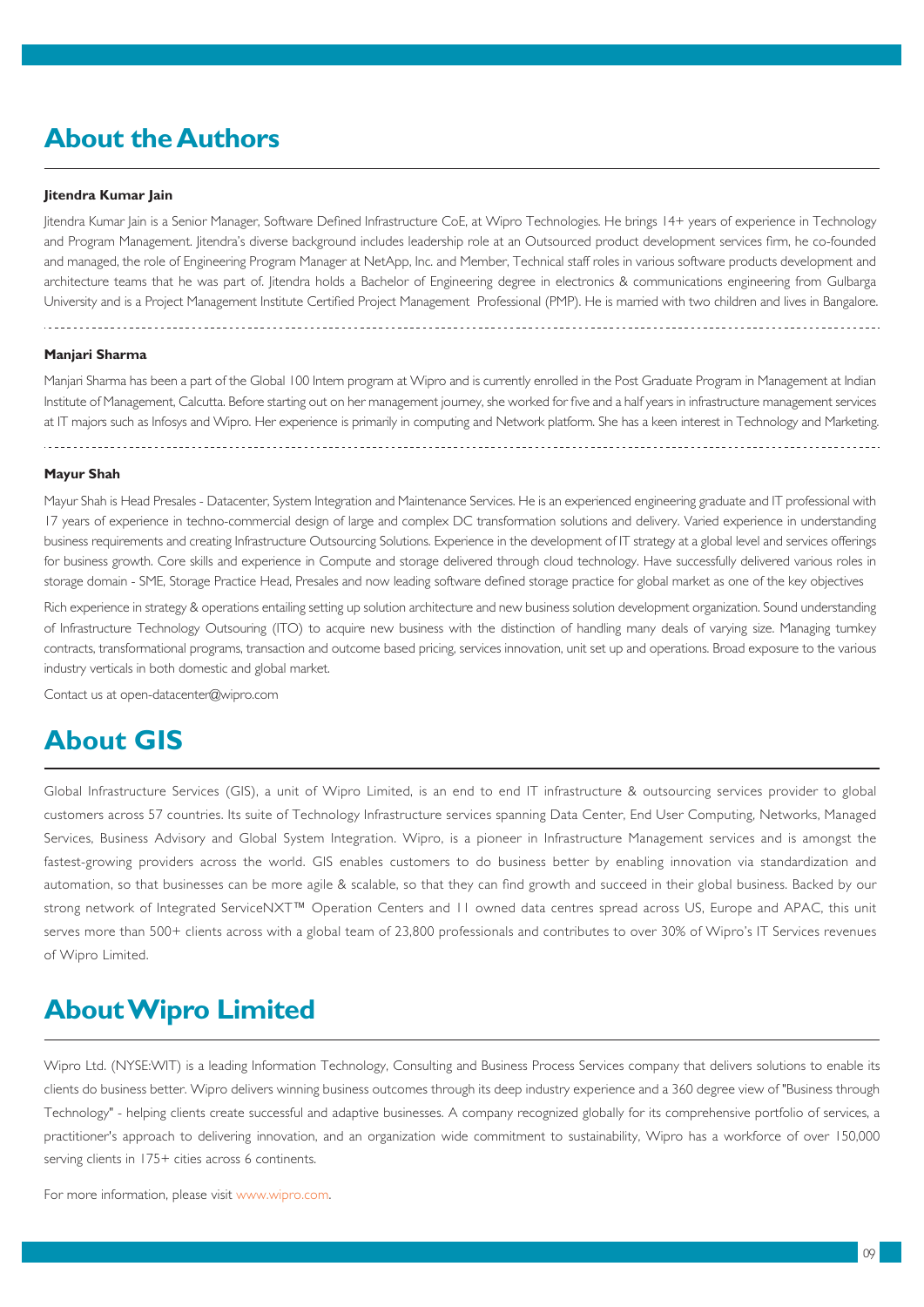## About the Authors

**Jitendra Kumar Jain**

Jitendra Kumar Jain is a Senior Manager, Software Defined Infrastructure CoE, at Wipro Technologies. He brings 14+ years of experience in Technology and Program Management. Jitendra's diverse background includes leadership role at an Outsourced product development services firm, he co-founded and managed, the role of Engineering Program Manager at NetApp, Inc. and Member, Technical staff roles in various software products development and architecture teams that he was part of. Jitendra holds a Bachelor of Engineering degree in electronics & communications engineering from Gulbarga University and is a Project Management Institute Certified Project Management Professional (PMP). He is married with two children and lives in Bangalore.

**Manjari Sharma**

Manjari Sharma has been a part of the Global 100 Intern program at Wipro and is currently enrolled in the Post Graduate Program in Management at Indian Institute of Management, Calcutta. Before starting out on her management journey, she worked for five and a half years in infrastructure management services at IT majors such as Infosys and Wipro. Her experience is primarily in computing and Network platform. She has a keen interest in Technology and Marketing.

**Mayur Shah**

Mayur Shah is Head Presales - Datacenter, System Integration and Maintenance Services. He is an experienced engineering graduate and IT professional with 17 years of experience in techno-commercial design of large and complex DC transformation solutions and delivery. Varied experience in understanding business requirements and creating Infrastructure Outsourcing Solutions. Experience in the development of IT strategy at a global level and services offerings for business growth. Core skills and experience in Compute and storage delivered through cloud technology. Have successfully delivered various roles in storage domain - SME, Storage Practice Head, Presales and now leading software defined storage practice for global market as one of the key objectives

Rich experience in strategy & operations entailing setting up solution architecture and new business solution development organization. Sound understanding of Infrastructure Technology Outsouring (ITO) to acquire new business with the distinction of handling many deals of varying size. Managing turnkey contracts, transformational programs, transaction and outcome based pricing, services innovation, unit set up and operations. Broad exposure to the various industry verticals in both domestic and global market.

Contact us at open-datacenter@wipro.com

## About GIS

Global Infrastructure Services (GIS), a unit of Wipro Limited, is an end to end IT infrastructure & outsourcing services provider to global customers across 57 countries. Its suite of Technology Infrastructure services spanning Data Center, End User Computing, Networks, Managed Services, Business Advisory and Global System Integration. Wipro, is a pioneer in Infrastructure Management services and is amongst the fastest-growing providers across the world. GIS enables customers to do business better by enabling innovation via standardization and automation, so that businesses can be more agile & scalable, so that they can find growth and succeed in their global business. Backed by our strong network of Integrated ServiceNXT™ Operation Centers and 11 owned data centres spread across US, Europe and APAC, this unit serves more than 500+ clients across with a global team of 23,800 professionals and contributes to over 30% of Wipro's IT Services revenues of Wipro Limited.

## About Wipro Limited

Wipro Ltd. (NYSE:WIT) is a leading Information Technology, Consulting and Business Process Services company that delivers solutions to enable its clients do business better. Wipro delivers winning business outcomes through its deep industry experience and a 360 degree view of "Business through Technology" - helping clients create successful and adaptive businesses. A company recognized globally for its comprehensive portfolio of services, a practitioner's approach to delivering innovation, and an organization wide commitment to sustainability, Wipro has a workforce of over 150,000 serving clients in 175+ cities across 6 continents.

For more information, please visit www.wipro.com.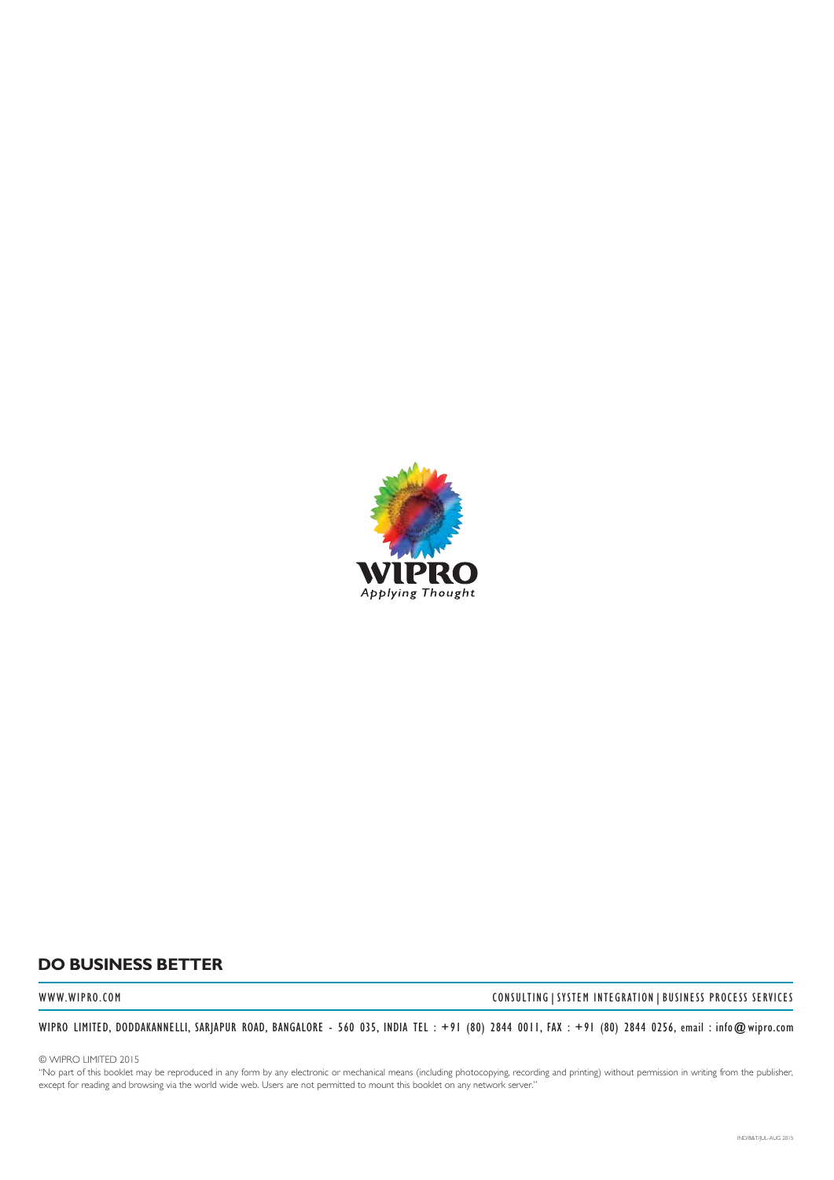WIPRO

Applying Thought

## DO BUSINESS BETTER

WWW.WIPRO.COM

CONSULTING | SYSTEM INTEGRATION | BUSINESS PROCESS SERVICES

WIPRO LIMITED, DODDAKANNELLI, SARJAPUR ROAD, BANGALORE - 560 035, INDIA TEL : +91 (80) 2844 0011, FAX : +91 (80) 2844 0256, email : info@wipro.com

© WIPRO LIMITED 2015

"No part of this booklet may be reproduced in any form by any electronic or mechanical means (including photocopying, recording and printing) without permission in writing from the publisher, except for reading and browsing via the world wide web. Users are not permitted to mount this booklet on any network server."

IND/B&T/JUL-AUG 2015